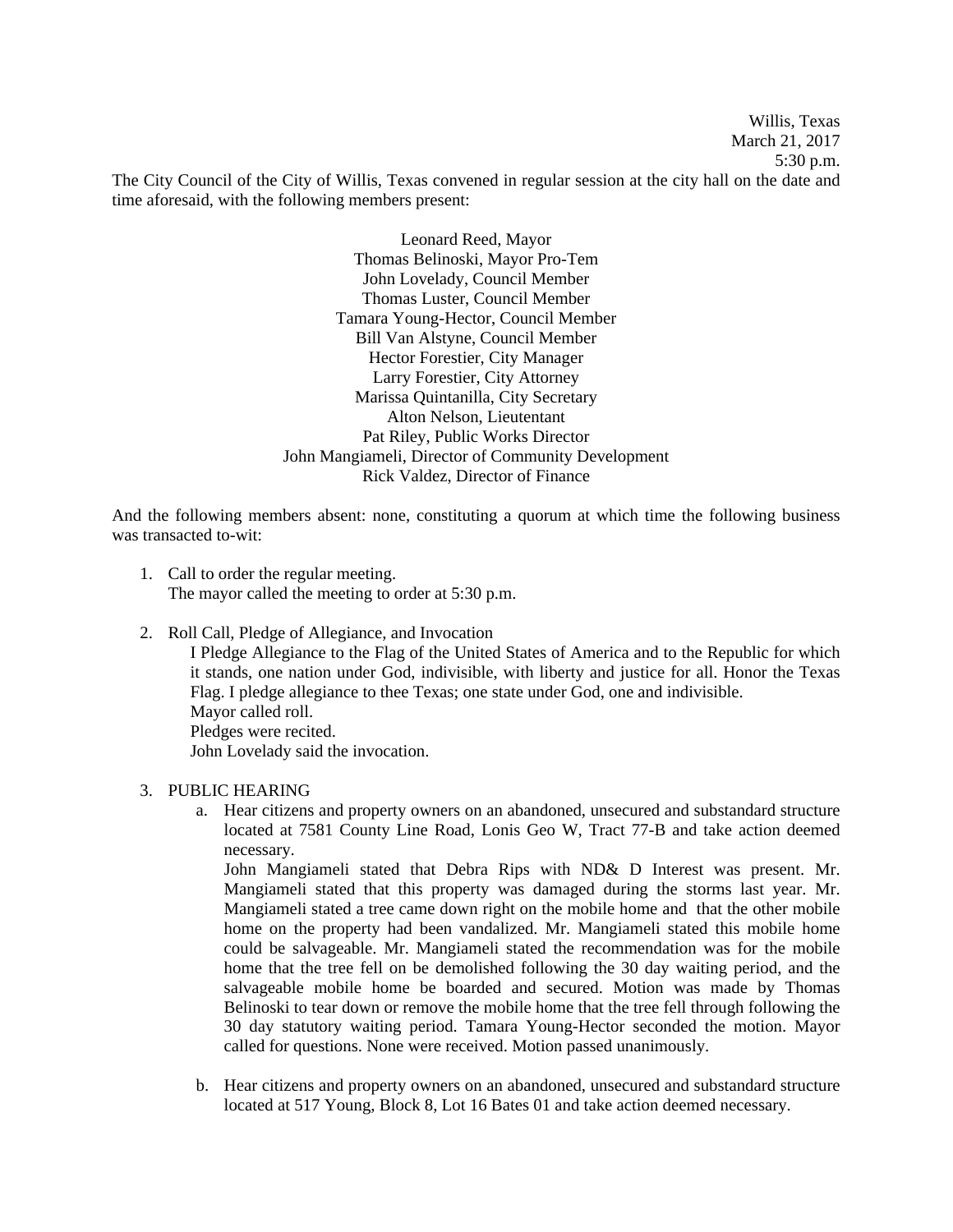Willis, Texas
March 21, 2017
5:30 p.m.

The City Council of the City of Willis, Texas convened in regular session at the city hall on the date and time aforesaid, with the following members present:

Leonard Reed, Mayor
Thomas Belinoski, Mayor Pro-Tem
John Lovelady, Council Member
Thomas Luster, Council Member
Tamara Young-Hector, Council Member
Bill Van Alstyne, Council Member
Hector Forestier, City Manager
Larry Forestier, City Attorney
Marissa Quintanilla, City Secretary
Alton Nelson, Lieutentant
Pat Riley, Public Works Director
John Mangiameli, Director of Community Development
Rick Valdez, Director of Finance

And the following members absent: none, constituting a quorum at which time the following business was transacted to-wit:

1. Call to order the regular meeting.
   The mayor called the meeting to order at 5:30 p.m.

2. Roll Call, Pledge of Allegiance, and Invocation
   I Pledge Allegiance to the Flag of the United States of America and to the Republic for which it stands, one nation under God, indivisible, with liberty and justice for all. Honor the Texas Flag. I pledge allegiance to thee Texas; one state under God, one and indivisible.
   Mayor called roll.
   Pledges were recited.
   John Lovelady said the invocation.

3. PUBLIC HEARING
   a. Hear citizens and property owners on an abandoned, unsecured and substandard structure located at 7581 County Line Road, Lonis Geo W, Tract 77-B and take action deemed necessary.
      John Mangiameli stated that Debra Rips with ND& D Interest was present. Mr. Mangiameli stated that this property was damaged during the storms last year. Mr. Mangiameli stated a tree came down right on the mobile home and that the other mobile home on the property had been vandalized. Mr. Mangiameli stated this mobile home could be salvageable. Mr. Mangiameli stated the recommendation was for the mobile home that the tree fell on be demolished following the 30 day waiting period, and the salvageable mobile home be boarded and secured. Motion was made by Thomas Belinoski to tear down or remove the mobile home that the tree fell through following the 30 day statutory waiting period. Tamara Young-Hector seconded the motion. Mayor called for questions. None were received. Motion passed unanimously.

   b. Hear citizens and property owners on an abandoned, unsecured and substandard structure located at 517 Young, Block 8, Lot 16 Bates 01 and take action deemed necessary.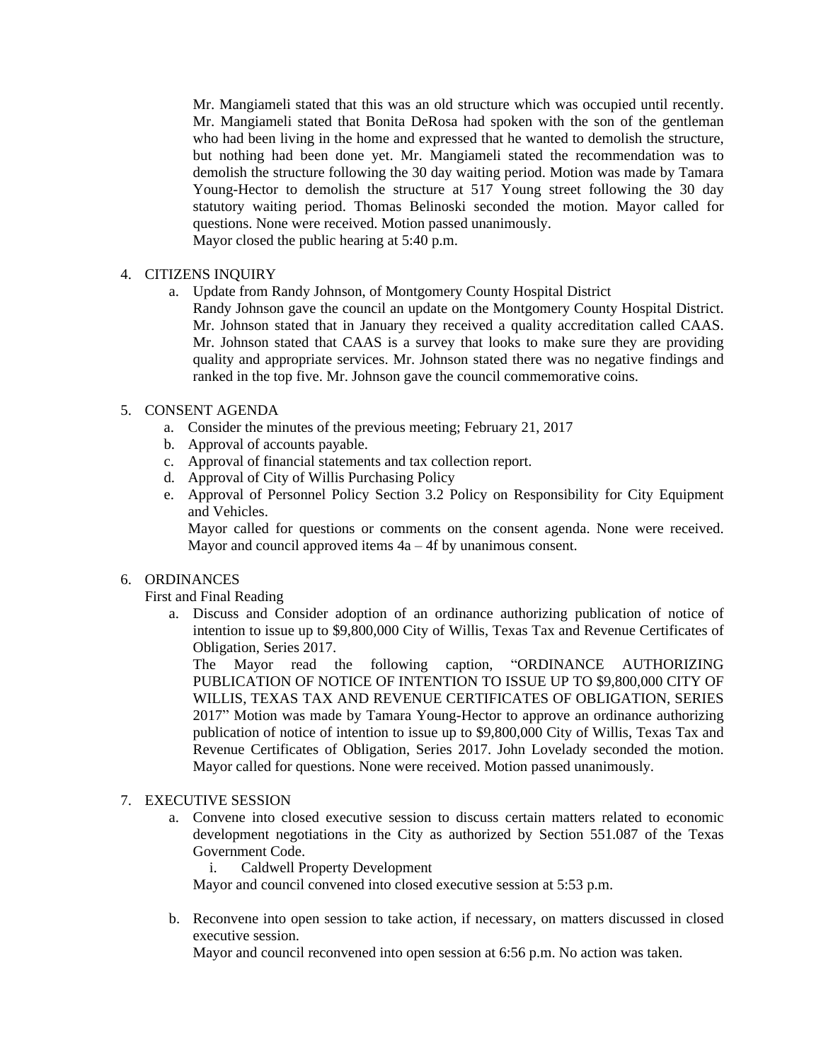Mr. Mangiameli stated that this was an old structure which was occupied until recently. Mr. Mangiameli stated that Bonita DeRosa had spoken with the son of the gentleman who had been living in the home and expressed that he wanted to demolish the structure, but nothing had been done yet. Mr. Mangiameli stated the recommendation was to demolish the structure following the 30 day waiting period. Motion was made by Tamara Young-Hector to demolish the structure at 517 Young street following the 30 day statutory waiting period. Thomas Belinoski seconded the motion. Mayor called for questions. None were received. Motion passed unanimously.

Mayor closed the public hearing at 5:40 p.m.

4. CITIZENS INQUIRY
   a. Update from Randy Johnson, of Montgomery County Hospital District
      Randy Johnson gave the council an update on the Montgomery County Hospital District. Mr. Johnson stated that in January they received a quality accreditation called CAAS. Mr. Johnson stated that CAAS is a survey that looks to make sure they are providing quality and appropriate services. Mr. Johnson stated there was no negative findings and ranked in the top five. Mr. Johnson gave the council commemorative coins.

5. CONSENT AGENDA
   a. Consider the minutes of the previous meeting; February 21, 2017
   b. Approval of accounts payable.
   c. Approval of financial statements and tax collection report.
   d. Approval of City of Willis Purchasing Policy
   e. Approval of Personnel Policy Section 3.2 Policy on Responsibility for City Equipment and Vehicles.
      Mayor called for questions or comments on the consent agenda. None were received. Mayor and council approved items 4a – 4f by unanimous consent.

6. ORDINANCES
   First and Final Reading
   a. Discuss and Consider adoption of an ordinance authorizing publication of notice of intention to issue up to $9,800,000 City of Willis, Texas Tax and Revenue Certificates of Obligation, Series 2017.
      The Mayor read the following caption, "ORDINANCE AUTHORIZING PUBLICATION OF NOTICE OF INTENTION TO ISSUE UP TO $9,800,000 CITY OF WILLIS, TEXAS TAX AND REVENUE CERTIFICATES OF OBLIGATION, SERIES 2017" Motion was made by Tamara Young-Hector to approve an ordinance authorizing publication of notice of intention to issue up to $9,800,000 City of Willis, Texas Tax and Revenue Certificates of Obligation, Series 2017. John Lovelady seconded the motion. Mayor called for questions. None were received. Motion passed unanimously.

7. EXECUTIVE SESSION
   a. Convene into closed executive session to discuss certain matters related to economic development negotiations in the City as authorized by Section 551.087 of the Texas Government Code.
      i. Caldwell Property Development

      Mayor and council convened into closed executive session at 5:53 p.m.

   b. Reconvene into open session to take action, if necessary, on matters discussed in closed executive session.
      Mayor and council reconvened into open session at 6:56 p.m. No action was taken.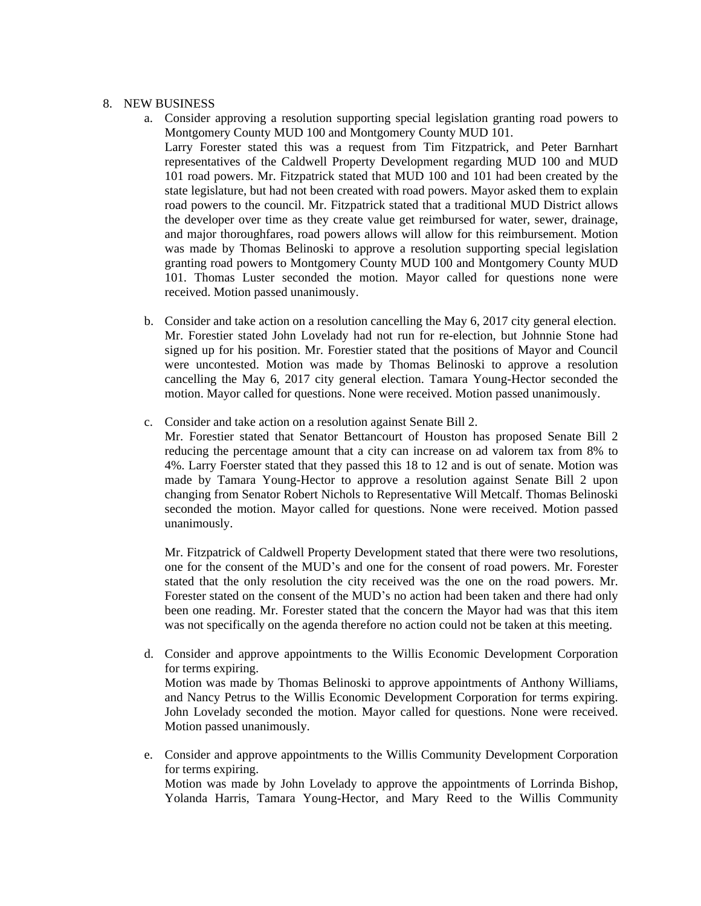8. NEW BUSINESS
   a. Consider approving a resolution supporting special legislation granting road powers to Montgomery County MUD 100 and Montgomery County MUD 101.
      Larry Forester stated this was a request from Tim Fitzpatrick, and Peter Barnhart representatives of the Caldwell Property Development regarding MUD 100 and MUD 101 road powers. Mr. Fitzpatrick stated that MUD 100 and 101 had been created by the state legislature, but had not been created with road powers. Mayor asked them to explain road powers to the council. Mr. Fitzpatrick stated that a traditional MUD District allows the developer over time as they create value get reimbursed for water, sewer, drainage, and major thoroughfares, road powers allows will allow for this reimbursement. Motion was made by Thomas Belinoski to approve a resolution supporting special legislation granting road powers to Montgomery County MUD 100 and Montgomery County MUD 101. Thomas Luster seconded the motion. Mayor called for questions none were received. Motion passed unanimously.

   b. Consider and take action on a resolution cancelling the May 6, 2017 city general election.
      Mr. Forestier stated John Lovelady had not run for re-election, but Johnnie Stone had signed up for his position. Mr. Forestier stated that the positions of Mayor and Council were uncontested. Motion was made by Thomas Belinoski to approve a resolution cancelling the May 6, 2017 city general election. Tamara Young-Hector seconded the motion. Mayor called for questions. None were received. Motion passed unanimously.

   c. Consider and take action on a resolution against Senate Bill 2.
      Mr. Forestier stated that Senator Bettancourt of Houston has proposed Senate Bill 2 reducing the percentage amount that a city can increase on ad valorem tax from 8% to 4%. Larry Foerster stated that they passed this 18 to 12 and is out of senate. Motion was made by Tamara Young-Hector to approve a resolution against Senate Bill 2 upon changing from Senator Robert Nichols to Representative Will Metcalf. Thomas Belinoski seconded the motion. Mayor called for questions. None were received. Motion passed unanimously.

      Mr. Fitzpatrick of Caldwell Property Development stated that there were two resolutions, one for the consent of the MUD's and one for the consent of road powers. Mr. Forester stated that the only resolution the city received was the one on the road powers. Mr. Forester stated on the consent of the MUD's no action had been taken and there had only been one reading. Mr. Forester stated that the concern the Mayor had was that this item was not specifically on the agenda therefore no action could not be taken at this meeting.

   d. Consider and approve appointments to the Willis Economic Development Corporation for terms expiring.
      Motion was made by Thomas Belinoski to approve appointments of Anthony Williams, and Nancy Petrus to the Willis Economic Development Corporation for terms expiring. John Lovelady seconded the motion. Mayor called for questions. None were received. Motion passed unanimously.

   e. Consider and approve appointments to the Willis Community Development Corporation for terms expiring.
      Motion was made by John Lovelady to approve the appointments of Lorrinda Bishop, Yolanda Harris, Tamara Young-Hector, and Mary Reed to the Willis Community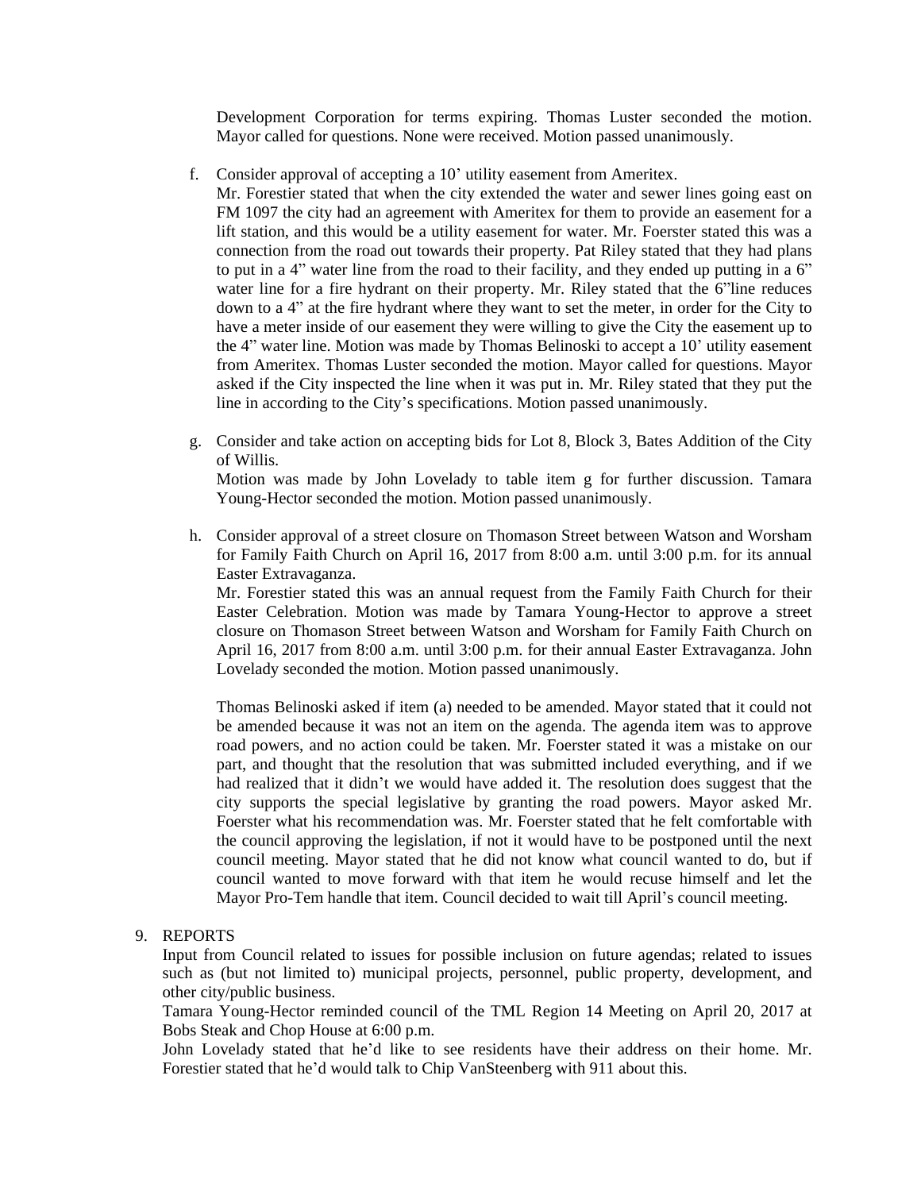Development Corporation for terms expiring. Thomas Luster seconded the motion. Mayor called for questions. None were received. Motion passed unanimously.

f. Consider approval of accepting a 10' utility easement from Ameritex.
   Mr. Forestier stated that when the city extended the water and sewer lines going east on FM 1097 the city had an agreement with Ameritex for them to provide an easement for a lift station, and this would be a utility easement for water. Mr. Foerster stated this was a connection from the road out towards their property. Pat Riley stated that they had plans to put in a 4" water line from the road to their facility, and they ended up putting in a 6" water line for a fire hydrant on their property. Mr. Riley stated that the 6"line reduces down to a 4" at the fire hydrant where they want to set the meter, in order for the City to have a meter inside of our easement they were willing to give the City the easement up to the 4" water line. Motion was made by Thomas Belinoski to accept a 10' utility easement from Ameritex. Thomas Luster seconded the motion. Mayor called for questions. Mayor asked if the City inspected the line when it was put in. Mr. Riley stated that they put the line in according to the City's specifications. Motion passed unanimously.

g. Consider and take action on accepting bids for Lot 8, Block 3, Bates Addition of the City of Willis.
   Motion was made by John Lovelady to table item g for further discussion. Tamara Young-Hector seconded the motion. Motion passed unanimously.

h. Consider approval of a street closure on Thomason Street between Watson and Worsham for Family Faith Church on April 16, 2017 from 8:00 a.m. until 3:00 p.m. for its annual Easter Extravaganza.
   Mr. Forestier stated this was an annual request from the Family Faith Church for their Easter Celebration. Motion was made by Tamara Young-Hector to approve a street closure on Thomason Street between Watson and Worsham for Family Faith Church on April 16, 2017 from 8:00 a.m. until 3:00 p.m. for their annual Easter Extravaganza. John Lovelady seconded the motion. Motion passed unanimously.

   Thomas Belinoski asked if item (a) needed to be amended. Mayor stated that it could not be amended because it was not an item on the agenda. The agenda item was to approve road powers, and no action could be taken. Mr. Foerster stated it was a mistake on our part, and thought that the resolution that was submitted included everything, and if we had realized that it didn't we would have added it. The resolution does suggest that the city supports the special legislative by granting the road powers. Mayor asked Mr. Foerster what his recommendation was. Mr. Foerster stated that he felt comfortable with the council approving the legislation, if not it would have to be postponed until the next council meeting. Mayor stated that he did not know what council wanted to do, but if council wanted to move forward with that item he would recuse himself and let the Mayor Pro-Tem handle that item. Council decided to wait till April's council meeting.

9. REPORTS
   Input from Council related to issues for possible inclusion on future agendas; related to issues such as (but not limited to) municipal projects, personnel, public property, development, and other city/public business.
   Tamara Young-Hector reminded council of the TML Region 14 Meeting on April 20, 2017 at Bobs Steak and Chop House at 6:00 p.m.
   John Lovelady stated that he'd like to see residents have their address on their home. Mr. Forestier stated that he'd would talk to Chip VanSteenberg with 911 about this.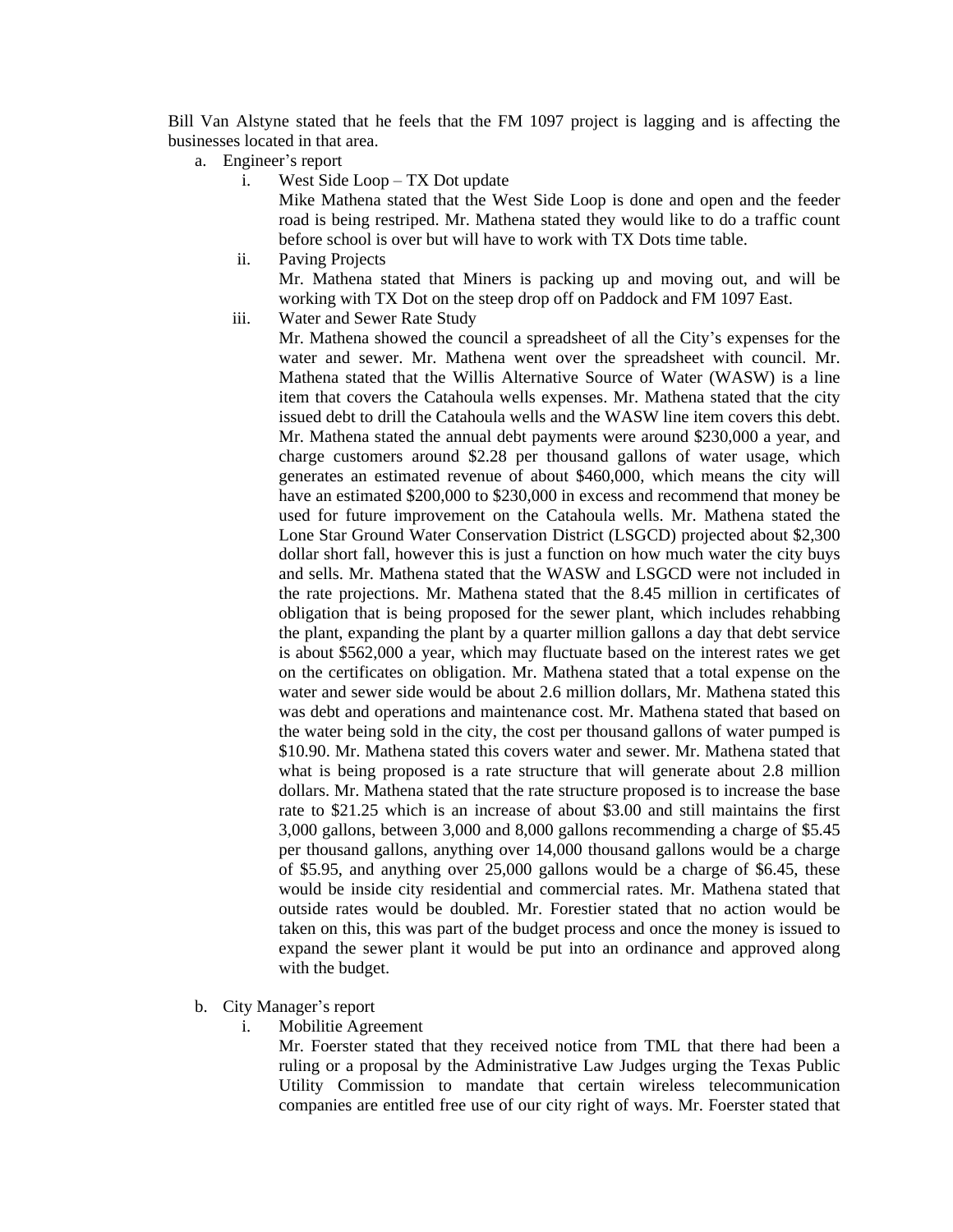Bill Van Alstyne stated that he feels that the FM 1097 project is lagging and is affecting the businesses located in that area.

a. Engineer's report

   i. West Side Loop – TX Dot update

      Mike Mathena stated that the West Side Loop is done and open and the feeder road is being restriped. Mr. Mathena stated they would like to do a traffic count before school is over but will have to work with TX Dots time table.

   ii. Paving Projects

      Mr. Mathena stated that Miners is packing up and moving out, and will be working with TX Dot on the steep drop off on Paddock and FM 1097 East.

   iii. Water and Sewer Rate Study

      Mr. Mathena showed the council a spreadsheet of all the City's expenses for the water and sewer. Mr. Mathena went over the spreadsheet with council. Mr. Mathena stated that the Willis Alternative Source of Water (WASW) is a line item that covers the Catahoula wells expenses. Mr. Mathena stated that the city issued debt to drill the Catahoula wells and the WASW line item covers this debt. Mr. Mathena stated the annual debt payments were around $230,000 a year, and charge customers around $2.28 per thousand gallons of water usage, which generates an estimated revenue of about $460,000, which means the city will have an estimated $200,000 to $230,000 in excess and recommend that money be used for future improvement on the Catahoula wells. Mr. Mathena stated the Lone Star Ground Water Conservation District (LSGCD) projected about $2,300 dollar short fall, however this is just a function on how much water the city buys and sells. Mr. Mathena stated that the WASW and LSGCD were not included in the rate projections. Mr. Mathena stated that the 8.45 million in certificates of obligation that is being proposed for the sewer plant, which includes rehabbing the plant, expanding the plant by a quarter million gallons a day that debt service is about $562,000 a year, which may fluctuate based on the interest rates we get on the certificates on obligation. Mr. Mathena stated that a total expense on the water and sewer side would be about 2.6 million dollars, Mr. Mathena stated this was debt and operations and maintenance cost. Mr. Mathena stated that based on the water being sold in the city, the cost per thousand gallons of water pumped is $10.90. Mr. Mathena stated this covers water and sewer. Mr. Mathena stated that what is being proposed is a rate structure that will generate about 2.8 million dollars. Mr. Mathena stated that the rate structure proposed is to increase the base rate to $21.25 which is an increase of about $3.00 and still maintains the first 3,000 gallons, between 3,000 and 8,000 gallons recommending a charge of $5.45 per thousand gallons, anything over 14,000 thousand gallons would be a charge of $5.95, and anything over 25,000 gallons would be a charge of $6.45, these would be inside city residential and commercial rates. Mr. Mathena stated that outside rates would be doubled. Mr. Forestier stated that no action would be taken on this, this was part of the budget process and once the money is issued to expand the sewer plant it would be put into an ordinance and approved along with the budget.

b. City Manager's report

   i. Mobilitie Agreement

      Mr. Foerster stated that they received notice from TML that there had been a ruling or a proposal by the Administrative Law Judges urging the Texas Public Utility Commission to mandate that certain wireless telecommunication companies are entitled free use of our city right of ways. Mr. Foerster stated that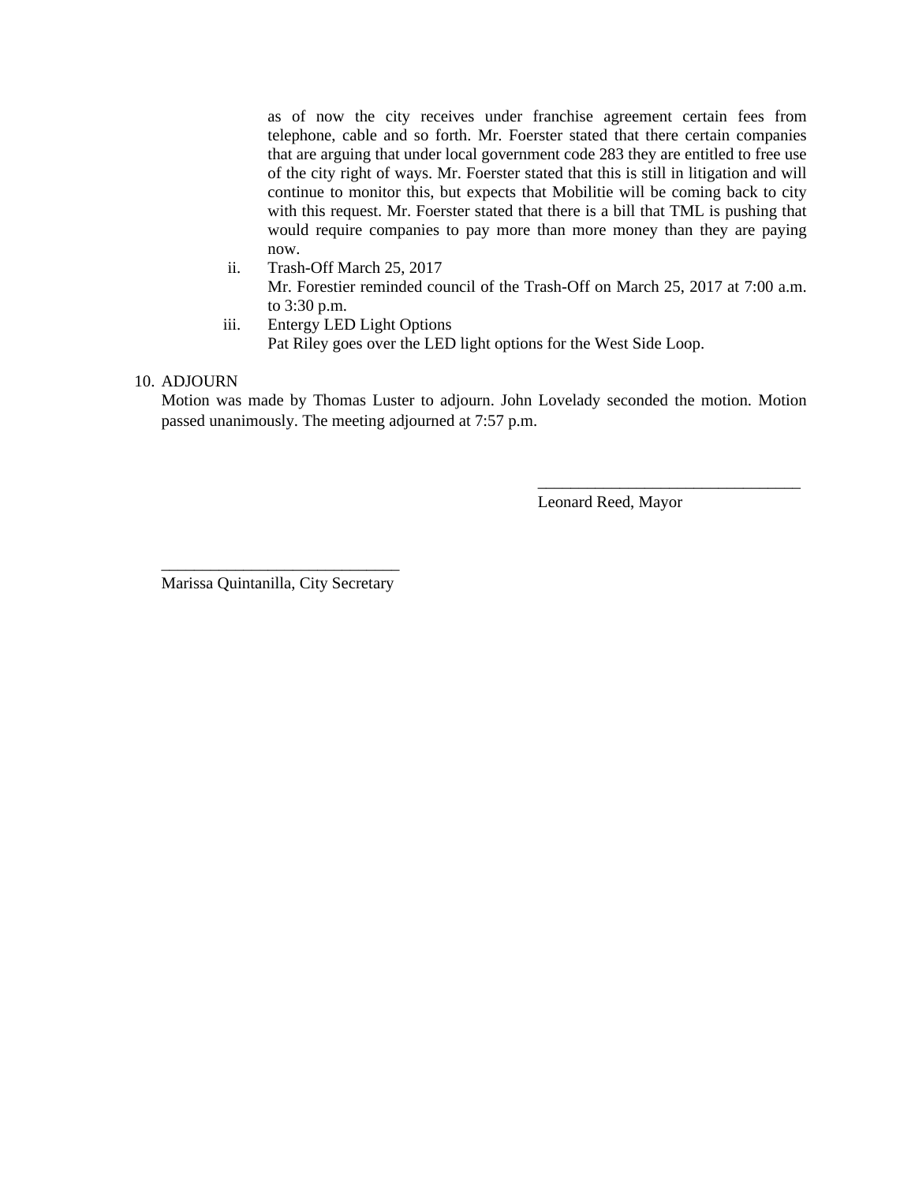as of now the city receives under franchise agreement certain fees from telephone, cable and so forth. Mr. Foerster stated that there certain companies that are arguing that under local government code 283 they are entitled to free use of the city right of ways. Mr. Foerster stated that this is still in litigation and will continue to monitor this, but expects that Mobilitie will be coming back to city with this request. Mr. Foerster stated that there is a bill that TML is pushing that would require companies to pay more than more money than they are paying now.

ii. Trash-Off March 25, 2017
    Mr. Forestier reminded council of the Trash-Off on March 25, 2017 at 7:00 a.m. to 3:30 p.m.

iii. Entergy LED Light Options
    Pat Riley goes over the LED light options for the West Side Loop.

10. ADJOURN
    Motion was made by Thomas Luster to adjourn. John Lovelady seconded the motion. Motion passed unanimously. The meeting adjourned at 7:57 p.m.

\_\_\_\_\_\_\_\_\_\_\_\_\_\_\_\_\_\_\_\_\_\_\_\_\_\_\_\_\_\_\_\_
Leonard Reed, Mayor

\_\_\_\_\_\_\_\_\_\_\_\_\_\_\_\_\_\_\_\_\_\_\_\_\_\_\_\_\_\_\_\_
Marissa Quintanilla, City Secretary